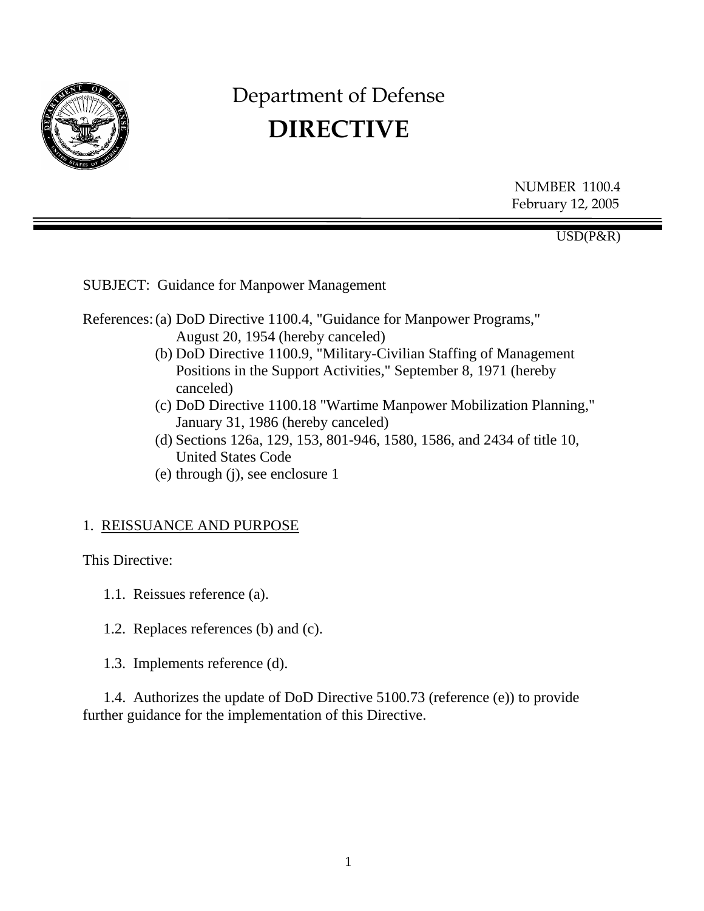# Department of Defense
# DIRECTIVE

NUMBER 1100.4
February 12, 2005

USD(P&R)

SUBJECT: Guidance for Manpower Management

References:
- (a) DoD Directive 1100.4, "Guidance for Manpower Programs," August 20, 1954 (hereby canceled)
- (b) DoD Directive 1100.9, "Military-Civilian Staffing of Management Positions in the Support Activities," September 8, 1971 (hereby canceled)
- (c) DoD Directive 1100.18 "Wartime Manpower Mobilization Planning," January 31, 1986 (hereby canceled)
- (d) Sections 126a, 129, 153, 801-946, 1580, 1586, and 2434 of title 10, United States Code
- (e) through (j), see enclosure 1

## 1. REISSUANCE AND PURPOSE

This Directive:

1.1. Reissues reference (a).

1.2. Replaces references (b) and (c).

1.3. Implements reference (d).

1.4. Authorizes the update of DoD Directive 5100.73 (reference (e)) to provide further guidance for the implementation of this Directive.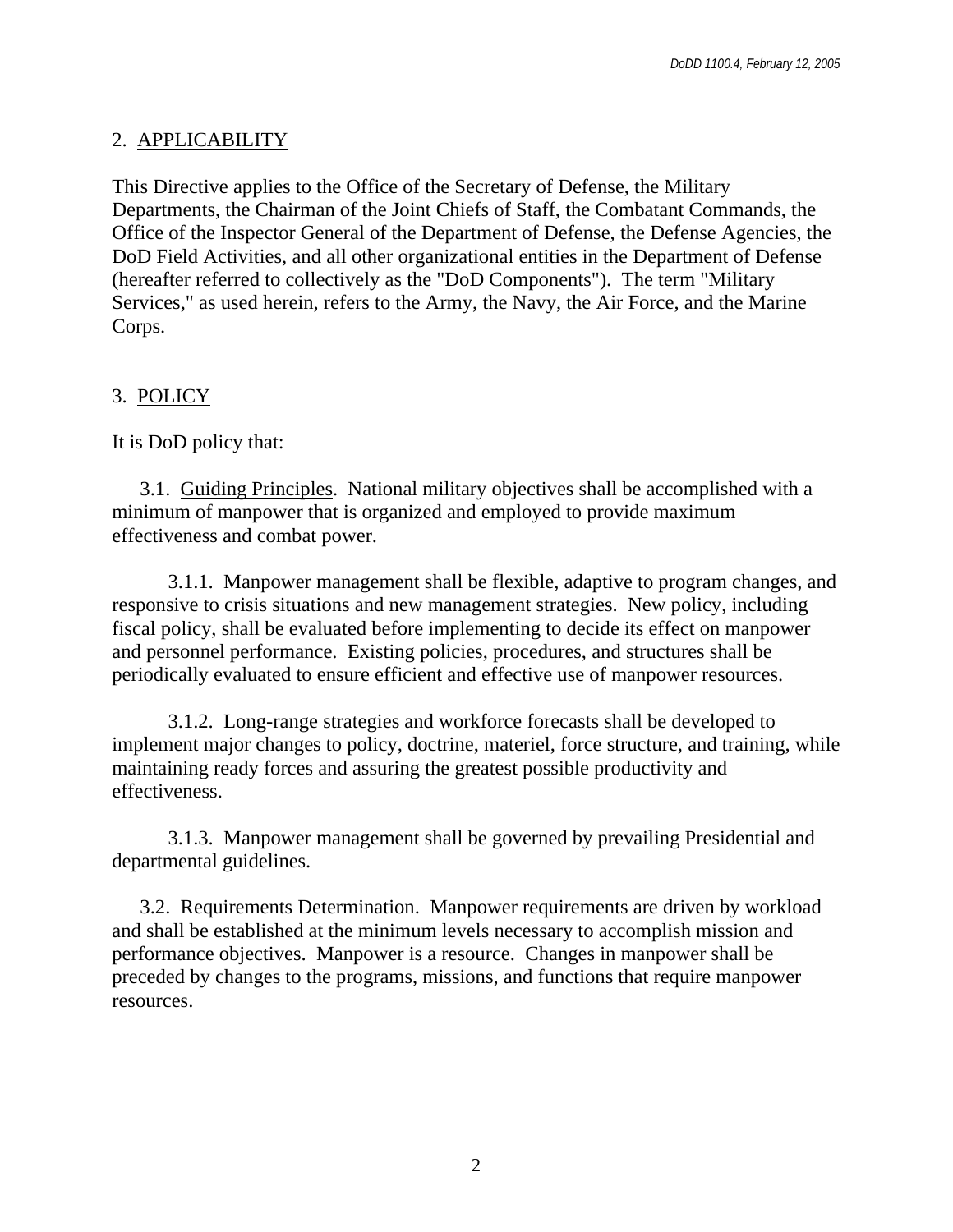## 2. APPLICABILITY

This Directive applies to the Office of the Secretary of Defense, the Military Departments, the Chairman of the Joint Chiefs of Staff, the Combatant Commands, the Office of the Inspector General of the Department of Defense, the Defense Agencies, the DoD Field Activities, and all other organizational entities in the Department of Defense (hereafter referred to collectively as the "DoD Components"). The term "Military Services," as used herein, refers to the Army, the Navy, the Air Force, and the Marine Corps.

## 3. POLICY

It is DoD policy that:

3.1. Guiding Principles. National military objectives shall be accomplished with a minimum of manpower that is organized and employed to provide maximum effectiveness and combat power.

3.1.1. Manpower management shall be flexible, adaptive to program changes, and responsive to crisis situations and new management strategies. New policy, including fiscal policy, shall be evaluated before implementing to decide its effect on manpower and personnel performance. Existing policies, procedures, and structures shall be periodically evaluated to ensure efficient and effective use of manpower resources.

3.1.2. Long-range strategies and workforce forecasts shall be developed to implement major changes to policy, doctrine, materiel, force structure, and training, while maintaining ready forces and assuring the greatest possible productivity and effectiveness.

3.1.3. Manpower management shall be governed by prevailing Presidential and departmental guidelines.

3.2. Requirements Determination. Manpower requirements are driven by workload and shall be established at the minimum levels necessary to accomplish mission and performance objectives. Manpower is a resource. Changes in manpower shall be preceded by changes to the programs, missions, and functions that require manpower resources.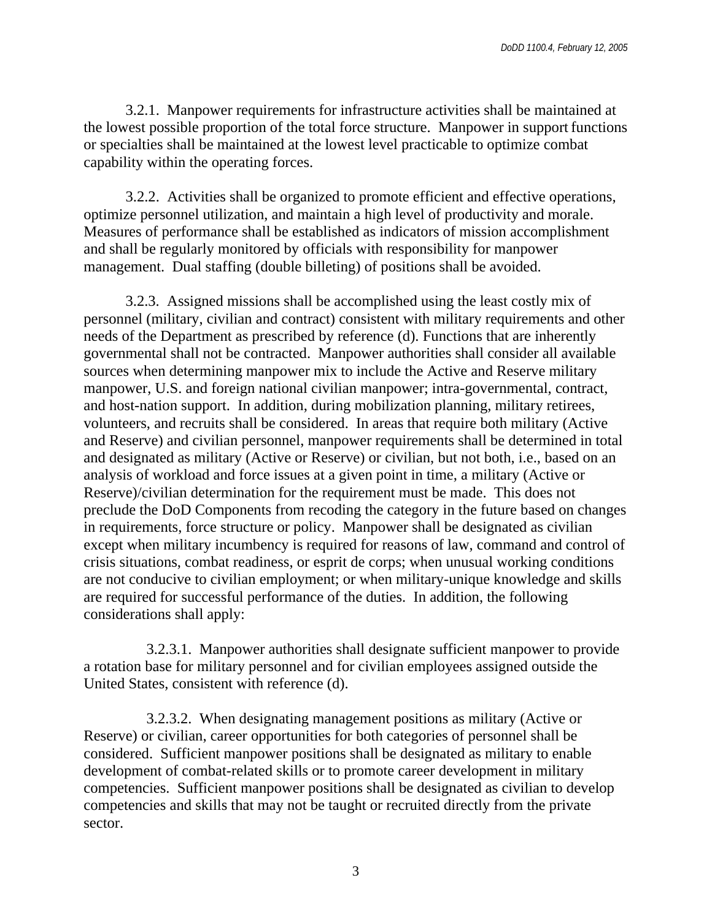3.2.1. Manpower requirements for infrastructure activities shall be maintained at the lowest possible proportion of the total force structure. Manpower in support functions or specialties shall be maintained at the lowest level practicable to optimize combat capability within the operating forces.

3.2.2. Activities shall be organized to promote efficient and effective operations, optimize personnel utilization, and maintain a high level of productivity and morale. Measures of performance shall be established as indicators of mission accomplishment and shall be regularly monitored by officials with responsibility for manpower management. Dual staffing (double billeting) of positions shall be avoided.

3.2.3. Assigned missions shall be accomplished using the least costly mix of personnel (military, civilian and contract) consistent with military requirements and other needs of the Department as prescribed by reference (d). Functions that are inherently governmental shall not be contracted. Manpower authorities shall consider all available sources when determining manpower mix to include the Active and Reserve military manpower, U.S. and foreign national civilian manpower; intra-governmental, contract, and host-nation support. In addition, during mobilization planning, military retirees, volunteers, and recruits shall be considered. In areas that require both military (Active and Reserve) and civilian personnel, manpower requirements shall be determined in total and designated as military (Active or Reserve) or civilian, but not both, i.e., based on an analysis of workload and force issues at a given point in time, a military (Active or Reserve)/civilian determination for the requirement must be made. This does not preclude the DoD Components from recoding the category in the future based on changes in requirements, force structure or policy. Manpower shall be designated as civilian except when military incumbency is required for reasons of law, command and control of crisis situations, combat readiness, or esprit de corps; when unusual working conditions are not conducive to civilian employment; or when military-unique knowledge and skills are required for successful performance of the duties. In addition, the following considerations shall apply:

3.2.3.1. Manpower authorities shall designate sufficient manpower to provide a rotation base for military personnel and for civilian employees assigned outside the United States, consistent with reference (d).

3.2.3.2. When designating management positions as military (Active or Reserve) or civilian, career opportunities for both categories of personnel shall be considered. Sufficient manpower positions shall be designated as military to enable development of combat-related skills or to promote career development in military competencies. Sufficient manpower positions shall be designated as civilian to develop competencies and skills that may not be taught or recruited directly from the private sector.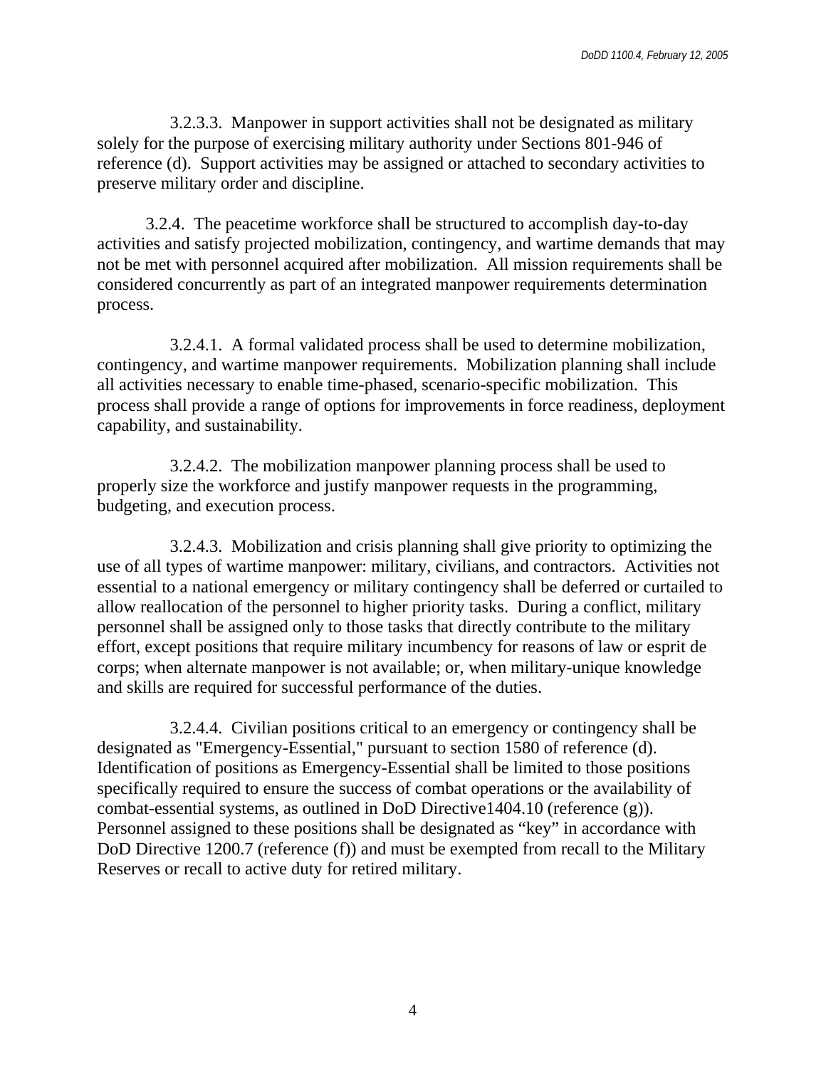3.2.3.3. Manpower in support activities shall not be designated as military solely for the purpose of exercising military authority under Sections 801-946 of reference (d). Support activities may be assigned or attached to secondary activities to preserve military order and discipline.

3.2.4. The peacetime workforce shall be structured to accomplish day-to-day activities and satisfy projected mobilization, contingency, and wartime demands that may not be met with personnel acquired after mobilization. All mission requirements shall be considered concurrently as part of an integrated manpower requirements determination process.

3.2.4.1. A formal validated process shall be used to determine mobilization, contingency, and wartime manpower requirements. Mobilization planning shall include all activities necessary to enable time-phased, scenario-specific mobilization. This process shall provide a range of options for improvements in force readiness, deployment capability, and sustainability.

3.2.4.2. The mobilization manpower planning process shall be used to properly size the workforce and justify manpower requests in the programming, budgeting, and execution process.

3.2.4.3. Mobilization and crisis planning shall give priority to optimizing the use of all types of wartime manpower: military, civilians, and contractors. Activities not essential to a national emergency or military contingency shall be deferred or curtailed to allow reallocation of the personnel to higher priority tasks. During a conflict, military personnel shall be assigned only to those tasks that directly contribute to the military effort, except positions that require military incumbency for reasons of law or esprit de corps; when alternate manpower is not available; or, when military-unique knowledge and skills are required for successful performance of the duties.

3.2.4.4. Civilian positions critical to an emergency or contingency shall be designated as "Emergency-Essential," pursuant to section 1580 of reference (d). Identification of positions as Emergency-Essential shall be limited to those positions specifically required to ensure the success of combat operations or the availability of combat-essential systems, as outlined in DoD Directive1404.10 (reference (g)). Personnel assigned to these positions shall be designated as “key” in accordance with DoD Directive 1200.7 (reference (f)) and must be exempted from recall to the Military Reserves or recall to active duty for retired military.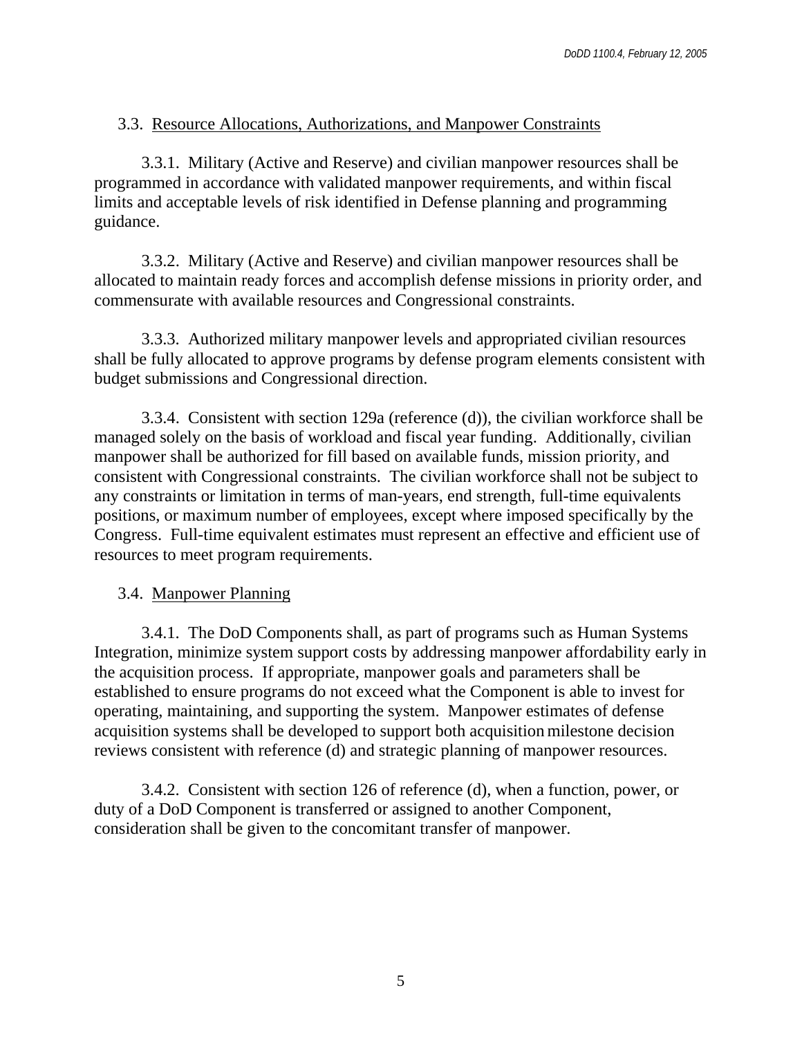3.3. <u>Resource Allocations, Authorizations, and Manpower Constraints</u>

3.3.1. Military (Active and Reserve) and civilian manpower resources shall be programmed in accordance with validated manpower requirements, and within fiscal limits and acceptable levels of risk identified in Defense planning and programming guidance.

3.3.2. Military (Active and Reserve) and civilian manpower resources shall be allocated to maintain ready forces and accomplish defense missions in priority order, and commensurate with available resources and Congressional constraints.

3.3.3. Authorized military manpower levels and appropriated civilian resources shall be fully allocated to approve programs by defense program elements consistent with budget submissions and Congressional direction.

3.3.4. Consistent with section 129a (reference (d)), the civilian workforce shall be managed solely on the basis of workload and fiscal year funding. Additionally, civilian manpower shall be authorized for fill based on available funds, mission priority, and consistent with Congressional constraints. The civilian workforce shall not be subject to any constraints or limitation in terms of man-years, end strength, full-time equivalents positions, or maximum number of employees, except where imposed specifically by the Congress. Full-time equivalent estimates must represent an effective and efficient use of resources to meet program requirements.

3.4. <u>Manpower Planning</u>

3.4.1. The DoD Components shall, as part of programs such as Human Systems Integration, minimize system support costs by addressing manpower affordability early in the acquisition process. If appropriate, manpower goals and parameters shall be established to ensure programs do not exceed what the Component is able to invest for operating, maintaining, and supporting the system. Manpower estimates of defense acquisition systems shall be developed to support both acquisition milestone decision reviews consistent with reference (d) and strategic planning of manpower resources.

3.4.2. Consistent with section 126 of reference (d), when a function, power, or duty of a DoD Component is transferred or assigned to another Component, consideration shall be given to the concomitant transfer of manpower.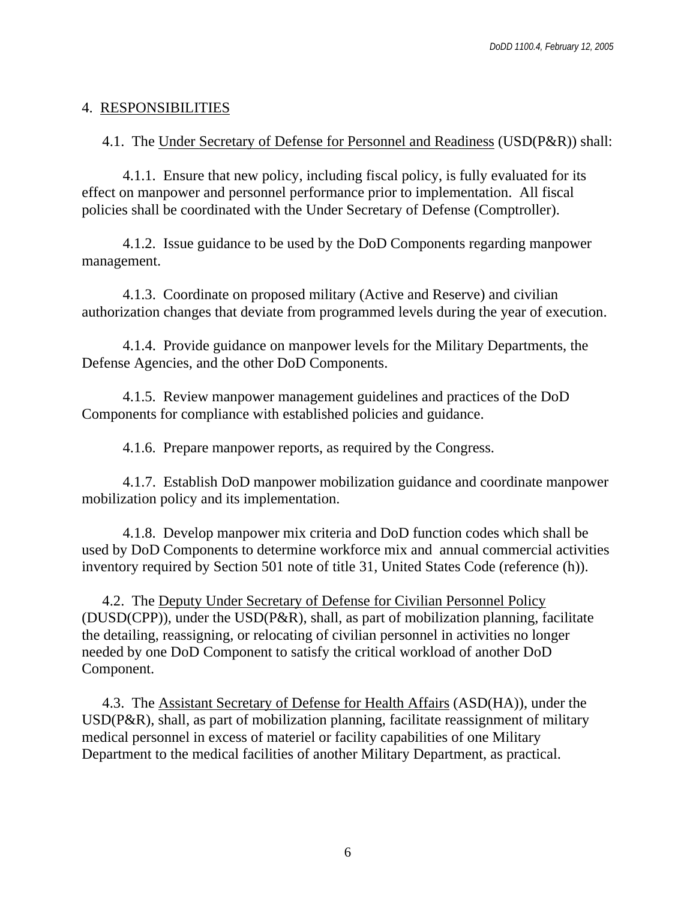## 4. RESPONSIBILITIES

4.1. The Under Secretary of Defense for Personnel and Readiness (USD(P&R)) shall:

4.1.1. Ensure that new policy, including fiscal policy, is fully evaluated for its effect on manpower and personnel performance prior to implementation. All fiscal policies shall be coordinated with the Under Secretary of Defense (Comptroller).

4.1.2. Issue guidance to be used by the DoD Components regarding manpower management.

4.1.3. Coordinate on proposed military (Active and Reserve) and civilian authorization changes that deviate from programmed levels during the year of execution.

4.1.4. Provide guidance on manpower levels for the Military Departments, the Defense Agencies, and the other DoD Components.

4.1.5. Review manpower management guidelines and practices of the DoD Components for compliance with established policies and guidance.

4.1.6. Prepare manpower reports, as required by the Congress.

4.1.7. Establish DoD manpower mobilization guidance and coordinate manpower mobilization policy and its implementation.

4.1.8. Develop manpower mix criteria and DoD function codes which shall be used by DoD Components to determine workforce mix and annual commercial activities inventory required by Section 501 note of title 31, United States Code (reference (h)).

4.2. The Deputy Under Secretary of Defense for Civilian Personnel Policy (DUSD(CPP)), under the USD(P&R), shall, as part of mobilization planning, facilitate the detailing, reassigning, or relocating of civilian personnel in activities no longer needed by one DoD Component to satisfy the critical workload of another DoD Component.

4.3. The Assistant Secretary of Defense for Health Affairs (ASD(HA)), under the USD(P&R), shall, as part of mobilization planning, facilitate reassignment of military medical personnel in excess of materiel or facility capabilities of one Military Department to the medical facilities of another Military Department, as practical.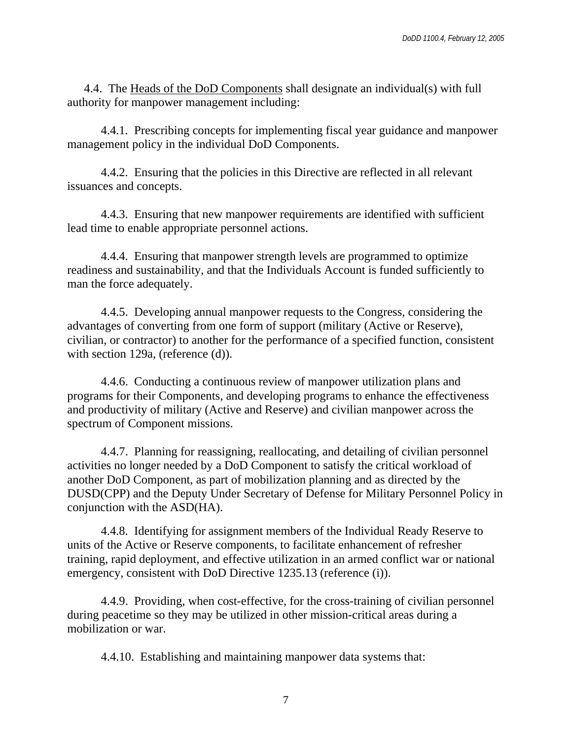4.4. The Heads of the DoD Components shall designate an individual(s) with full authority for manpower management including:

4.4.1. Prescribing concepts for implementing fiscal year guidance and manpower management policy in the individual DoD Components.

4.4.2. Ensuring that the policies in this Directive are reflected in all relevant issuances and concepts.

4.4.3. Ensuring that new manpower requirements are identified with sufficient lead time to enable appropriate personnel actions.

4.4.4. Ensuring that manpower strength levels are programmed to optimize readiness and sustainability, and that the Individuals Account is funded sufficiently to man the force adequately.

4.4.5. Developing annual manpower requests to the Congress, considering the advantages of converting from one form of support (military (Active or Reserve), civilian, or contractor) to another for the performance of a specified function, consistent with section 129a, (reference (d)).

4.4.6. Conducting a continuous review of manpower utilization plans and programs for their Components, and developing programs to enhance the effectiveness and productivity of military (Active and Reserve) and civilian manpower across the spectrum of Component missions.

4.4.7. Planning for reassigning, reallocating, and detailing of civilian personnel activities no longer needed by a DoD Component to satisfy the critical workload of another DoD Component, as part of mobilization planning and as directed by the DUSD(CPP) and the Deputy Under Secretary of Defense for Military Personnel Policy in conjunction with the ASD(HA).

4.4.8. Identifying for assignment members of the Individual Ready Reserve to units of the Active or Reserve components, to facilitate enhancement of refresher training, rapid deployment, and effective utilization in an armed conflict war or national emergency, consistent with DoD Directive 1235.13 (reference (i)).

4.4.9. Providing, when cost-effective, for the cross-training of civilian personnel during peacetime so they may be utilized in other mission-critical areas during a mobilization or war.

4.4.10. Establishing and maintaining manpower data systems that: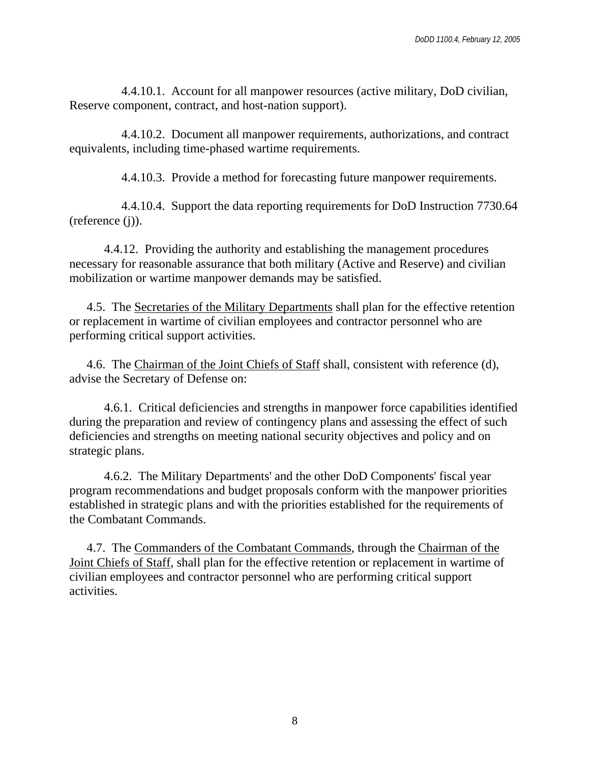4.4.10.1. Account for all manpower resources (active military, DoD civilian, Reserve component, contract, and host-nation support).

4.4.10.2. Document all manpower requirements, authorizations, and contract equivalents, including time-phased wartime requirements.

4.4.10.3. Provide a method for forecasting future manpower requirements.

4.4.10.4. Support the data reporting requirements for DoD Instruction 7730.64 (reference (j)).

4.4.12. Providing the authority and establishing the management procedures necessary for reasonable assurance that both military (Active and Reserve) and civilian mobilization or wartime manpower demands may be satisfied.

4.5. The Secretaries of the Military Departments shall plan for the effective retention or replacement in wartime of civilian employees and contractor personnel who are performing critical support activities.

4.6. The Chairman of the Joint Chiefs of Staff shall, consistent with reference (d), advise the Secretary of Defense on:

4.6.1. Critical deficiencies and strengths in manpower force capabilities identified during the preparation and review of contingency plans and assessing the effect of such deficiencies and strengths on meeting national security objectives and policy and on strategic plans.

4.6.2. The Military Departments' and the other DoD Components' fiscal year program recommendations and budget proposals conform with the manpower priorities established in strategic plans and with the priorities established for the requirements of the Combatant Commands.

4.7. The Commanders of the Combatant Commands, through the Chairman of the Joint Chiefs of Staff, shall plan for the effective retention or replacement in wartime of civilian employees and contractor personnel who are performing critical support activities.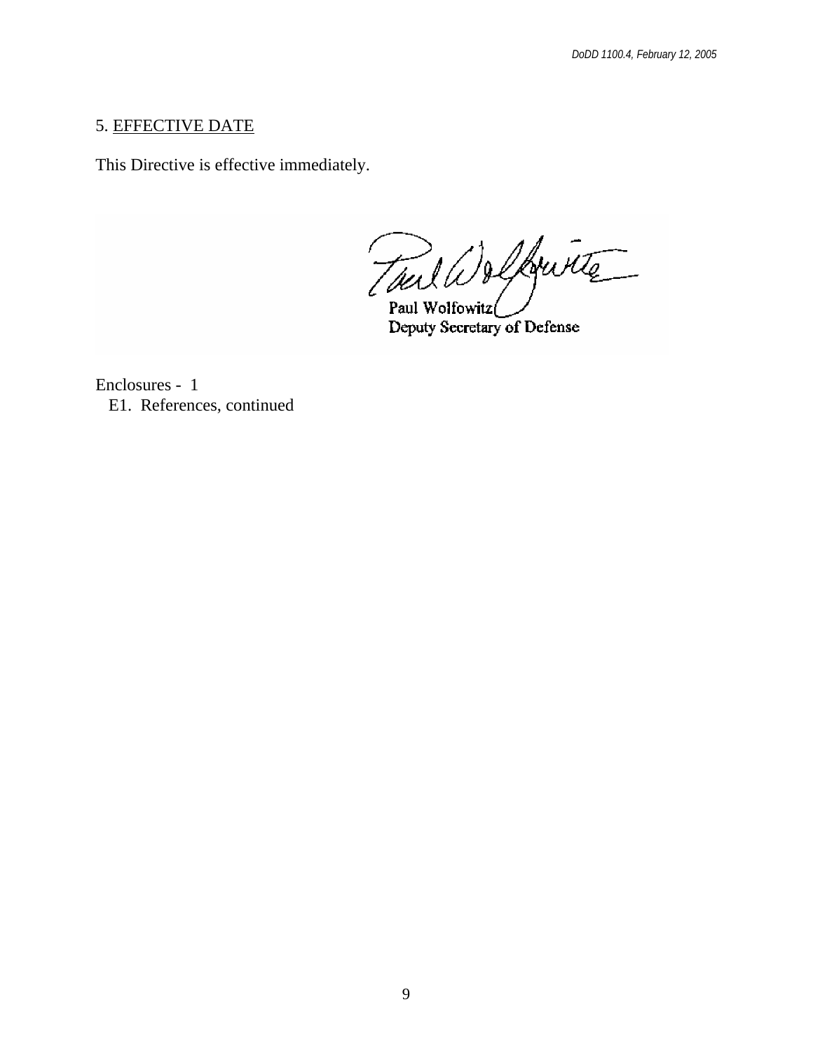5. EFFECTIVE DATE

This Directive is effective immediately.

Paul Wolfowitz
Deputy Secretary of Defense

Enclosures - 1
E1. References, continued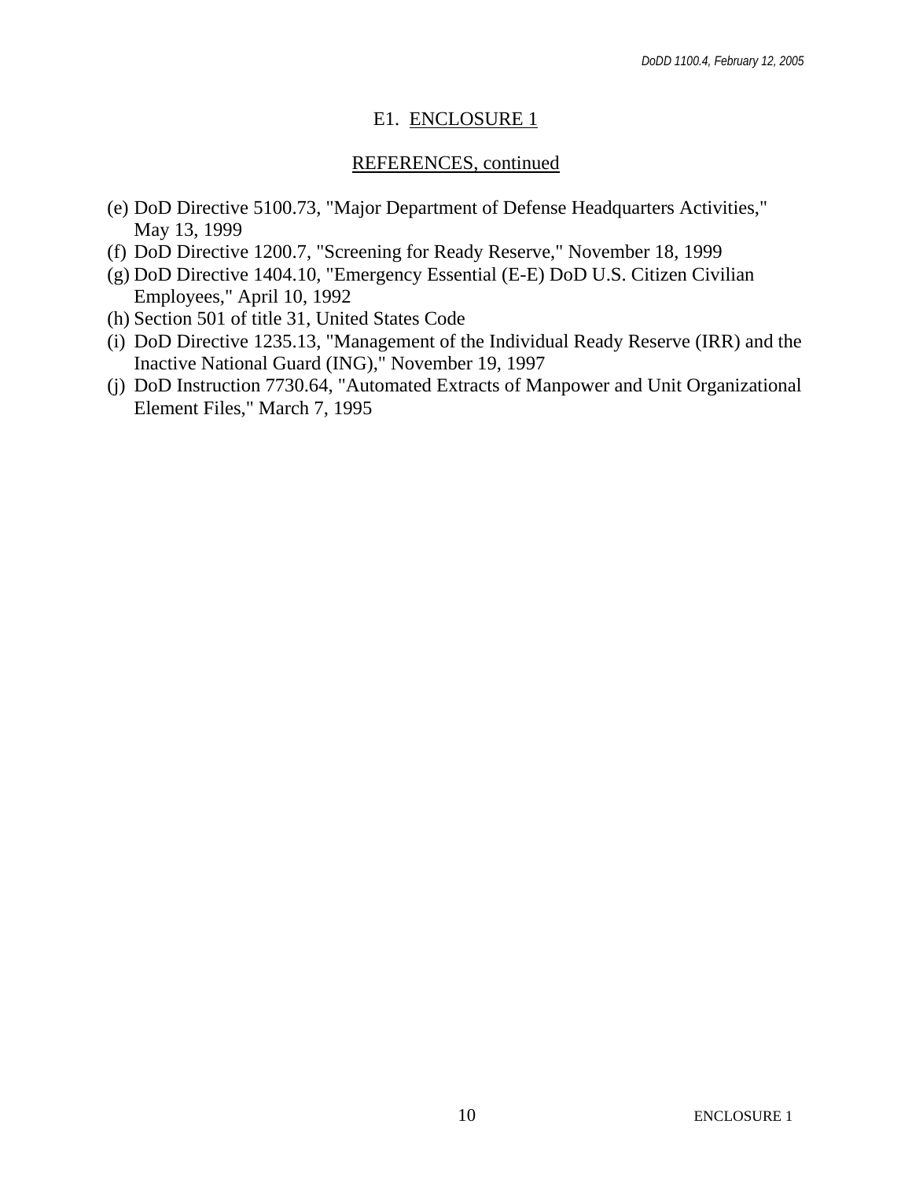# E1. ENCLOSURE 1

## REFERENCES, continued

(e) DoD Directive 5100.73, "Major Department of Defense Headquarters Activities," May 13, 1999

(f) DoD Directive 1200.7, "Screening for Ready Reserve," November 18, 1999

(g) DoD Directive 1404.10, "Emergency Essential (E-E) DoD U.S. Citizen Civilian Employees," April 10, 1992

(h) Section 501 of title 31, United States Code

(i) DoD Directive 1235.13, "Management of the Individual Ready Reserve (IRR) and the Inactive National Guard (ING)," November 19, 1997

(j) DoD Instruction 7730.64, "Automated Extracts of Manpower and Unit Organizational Element Files," March 7, 1995